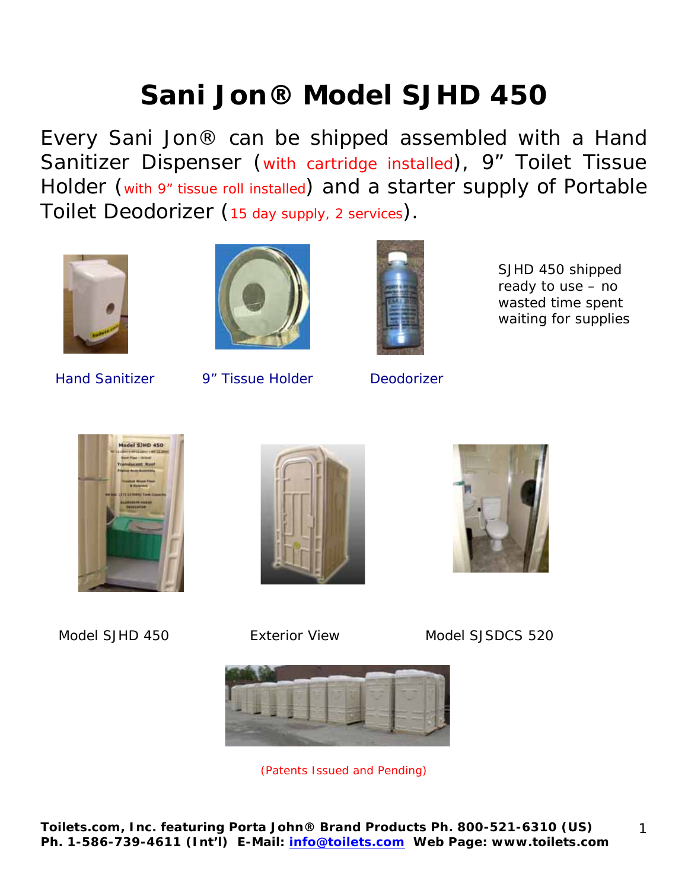# Sani Jon® Model SJHD 450

Every Sani Jon® can be shipped assembled with a Hand Sanitizer Dispenser (with cartridge installed), 9" Toilet Tissue Holder (with 9" tissue roll installed) and a starter supply of Portable Toilet Deodorizer (15 day supply, 2 services).

SJHD 450 shipped ready to use – no wasted time spent waiting for supplies

Hand Sanitizer

9" Tissue Holder

Deodorizer

Model SJHD 450

Exterior View

Model SJSDCS 520

(Patents Issued and Pending)

**Toilets.com, Inc. featuring Porta John® Brand Products Ph. 800-521-6310 (US) Ph. 1-586-739-4611 (Int'l) E-Mail: info@toilets.com Web Page: www.toilets.com**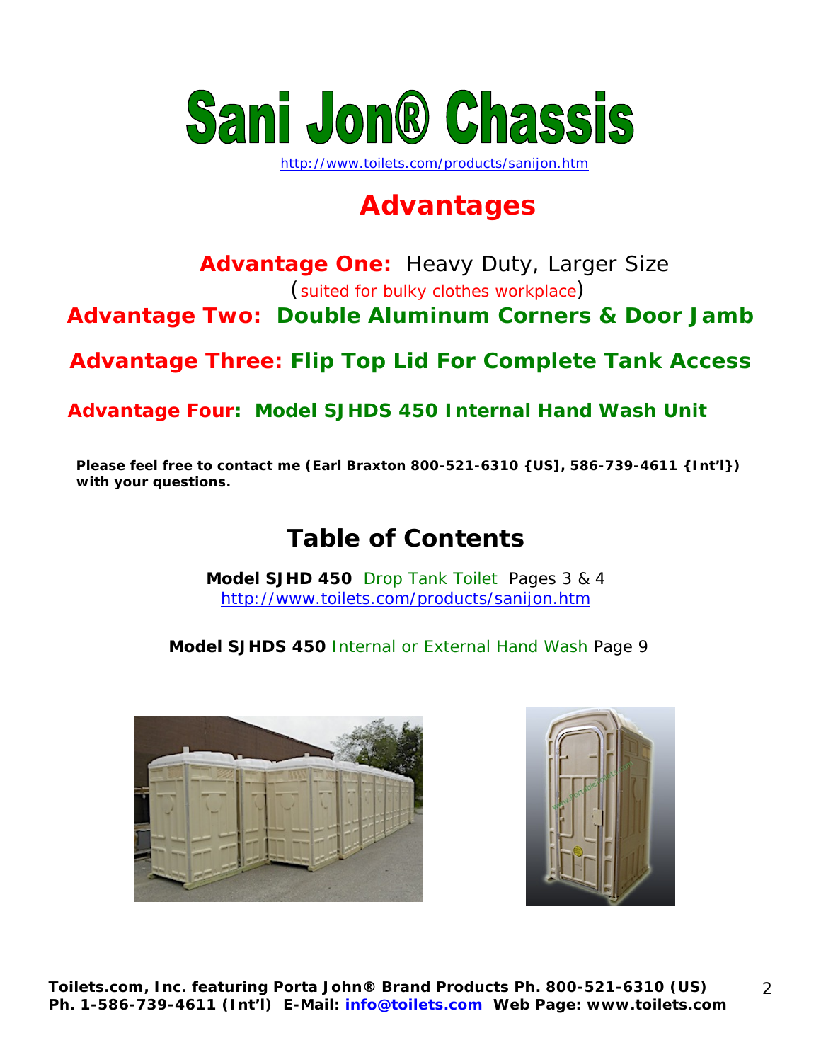# Sani Jon® Chassis

http://www.toilets.com/products/sanijon.htm

## Advantages

**Advantage One:** Heavy Duty, Larger Size (suited for bulky clothes workplace)

**Advantage Two: Double Aluminum Corners & Door Jamb**

**Advantage Three: Flip Top Lid For Complete Tank Access**

**Advantage Four: Model SJHDS 450 Internal Hand Wash Unit**

**Please feel free to contact me (Earl Braxton 800-521-6310 {US], 586-739-4611 {Int'l}) with your questions.**

## Table of Contents

**Model SJHD 450** Drop Tank Toilet Pages 3 & 4
http://www.toilets.com/products/sanijon.htm

**Model SJHDS 450** Internal or External Hand Wash Page 9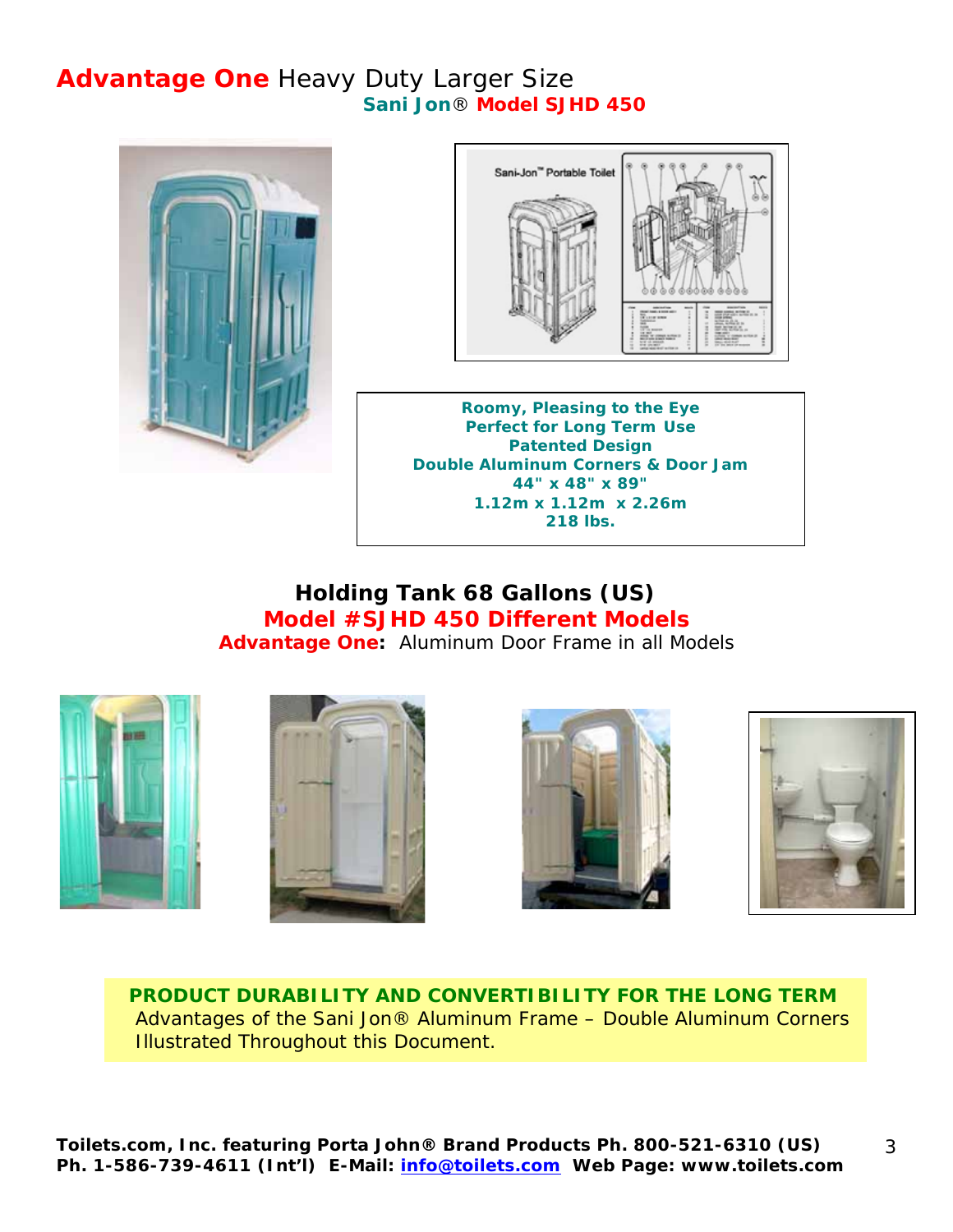# **Advantage One** Heavy Duty Larger Size

**Sani Jon® Model SJHD 450**

**Roomy, Pleasing to the Eye**
**Perfect for Long Term Use**
**Patented Design**
**Double Aluminum Corners & Door Jam**
**44" x 48" x 89"**
**1.12m x 1.12m x 2.26m**
**218 lbs.**

## Holding Tank 68 Gallons (US)

## Model #SJHD 450 Different Models

**Advantage One:** Aluminum Door Frame in all Models

**PRODUCT DURABILITY AND CONVERTIBILITY FOR THE LONG TERM**
Advantages of the Sani Jon® Aluminum Frame – Double Aluminum Corners Illustrated Throughout this Document.

**Toilets.com, Inc. featuring Porta John® Brand Products Ph. 800-521-6310 (US) Ph. 1-586-739-4611 (Int'l) E-Mail: info@toilets.com Web Page: www.toilets.com**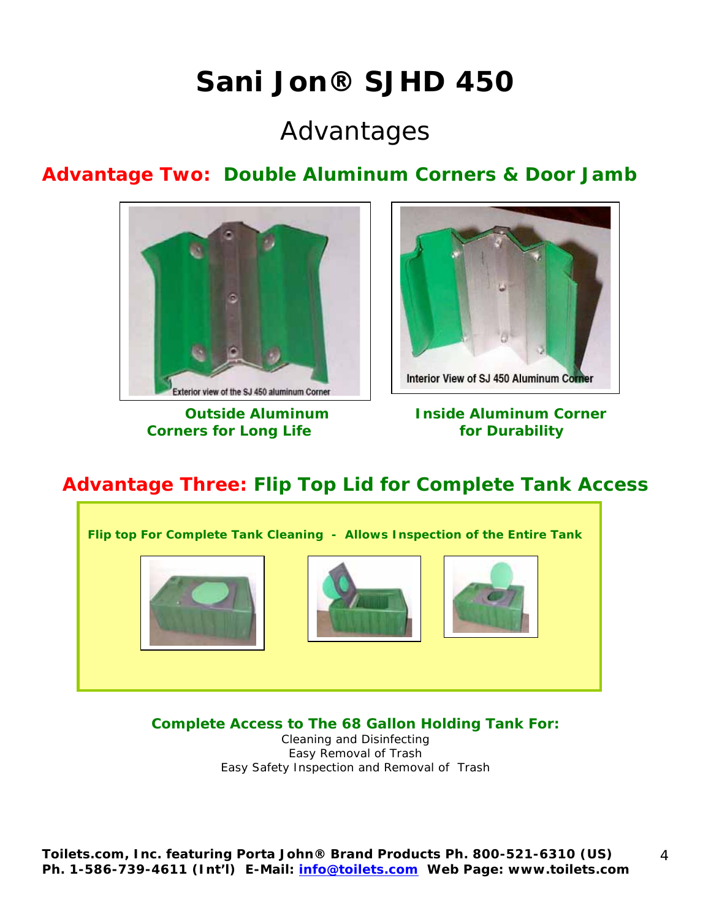# Sani Jon® SJHD 450

## Advantages

### Advantage Two: Double Aluminum Corners & Door Jamb

Exterior view of the SJ 450 aluminum Corner

Interior View of SJ 450 Aluminum Corner

**Outside Aluminum Corners for Long Life**

**Inside Aluminum Corner for Durability**

### Advantage Three: Flip Top Lid for Complete Tank Access

**Flip top For Complete Tank Cleaning - Allows Inspection of the Entire Tank**

**Complete Access to The 68 Gallon Holding Tank For:**

Cleaning and Disinfecting
Easy Removal of Trash
Easy Safety Inspection and Removal of Trash

**Toilets.com, Inc. featuring Porta John® Brand Products Ph. 800-521-6310 (US) Ph. 1-586-739-4611 (Int'l) E-Mail: info@toilets.com Web Page: www.toilets.com**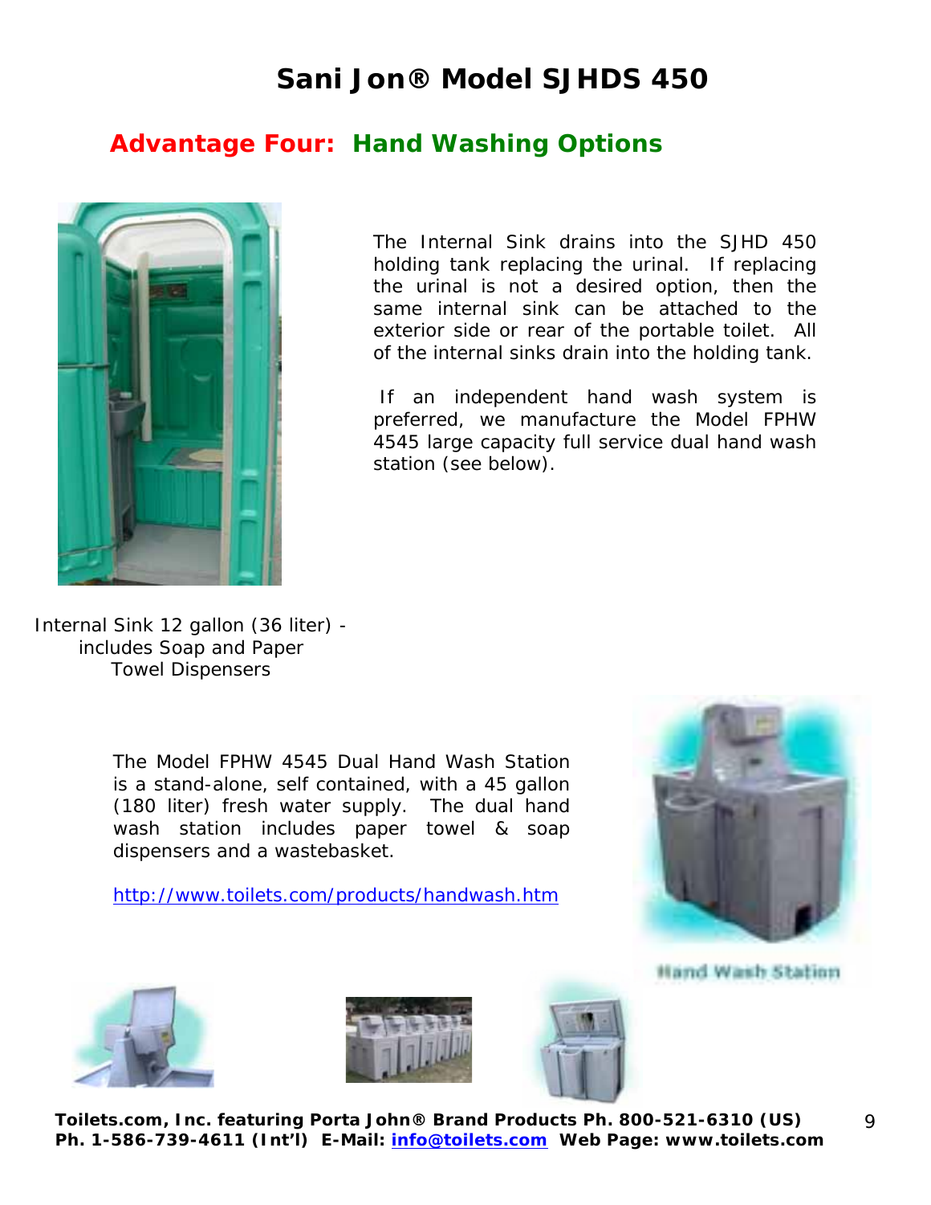# Sani Jon® Model SJHDS 450

## Advantage Four: Hand Washing Options

The Internal Sink drains into the SJHD 450 holding tank replacing the urinal. If replacing the urinal is not a desired option, then the same internal sink can be attached to the exterior side or rear of the portable toilet. All of the internal sinks drain into the holding tank.

If an independent hand wash system is preferred, we manufacture the Model FPHW 4545 large capacity full service dual hand wash station (see below).

Internal Sink 12 gallon (36 liter) - includes Soap and Paper Towel Dispensers

The Model FPHW 4545 Dual Hand Wash Station is a stand-alone, self contained, with a 45 gallon (180 liter) fresh water supply. The dual hand wash station includes paper towel & soap dispensers and a wastebasket.

http://www.toilets.com/products/handwash.htm

Hand Wash Station

**Toilets.com, Inc. featuring Porta John® Brand Products Ph. 800-521-6310 (US) Ph. 1-586-739-4611 (Int'l) E-Mail: info@toilets.com Web Page: www.toilets.com**